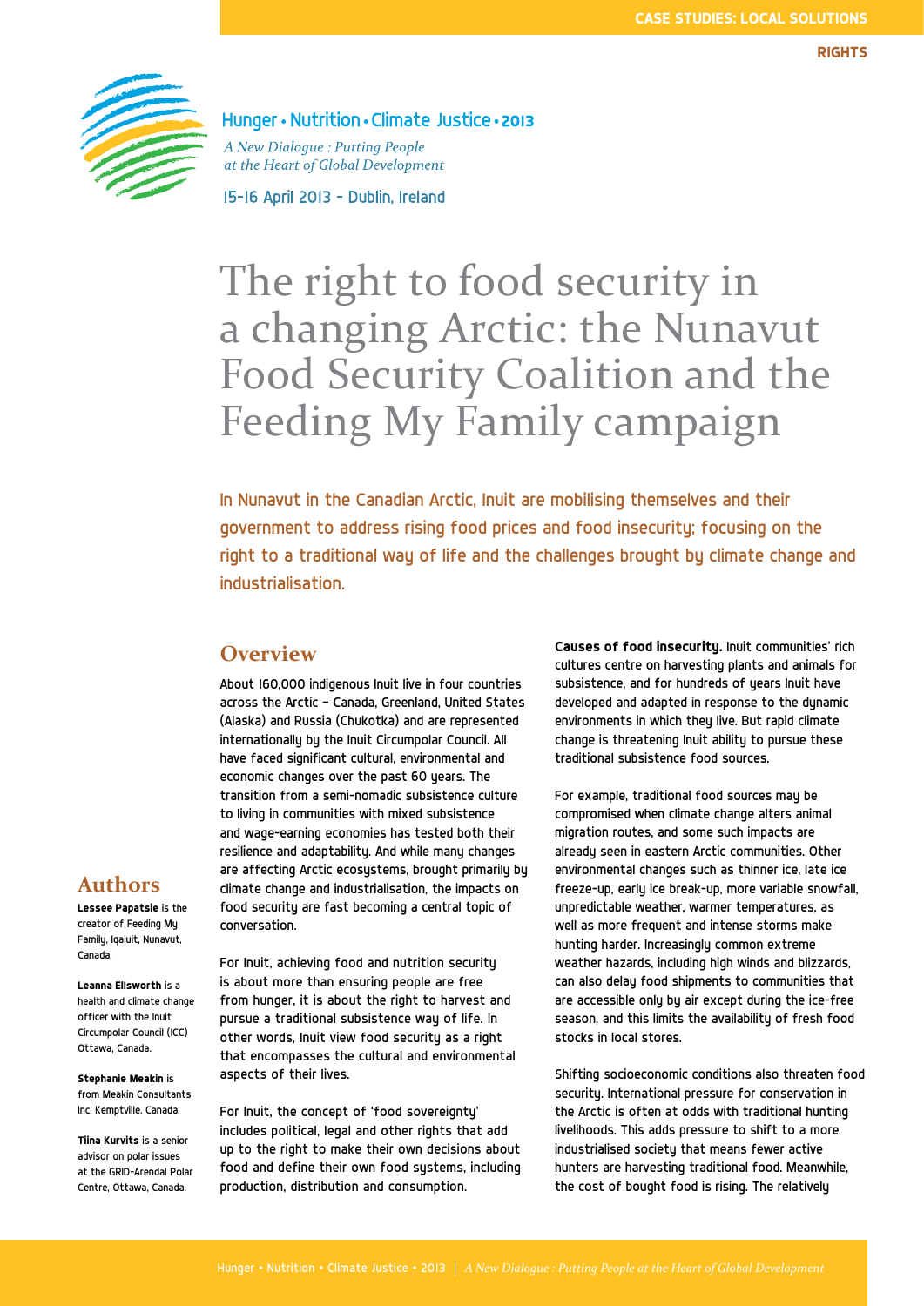CASE STUDIES: LOCAL SOLUTIONS

RIGHTS

Hunger • Nutrition • Climate Justice • 2013

*A New Dialogue : Putting People at the Heart of Global Development*

15-16 April 2013 - Dublin, Ireland

# The right to food security in a changing Arctic: the Nunavut Food Security Coalition and the Feeding My Family campaign

In Nunavut in the Canadian Arctic, Inuit are mobilising themselves and their government to address rising food prices and food insecurity; focusing on the right to a traditional way of life and the challenges brought by climate change and industrialisation.

## Authors

**Lessee Papatsie** is the creator of Feeding My Family, Iqaluit, Nunavut, Canada.

**Leanna Ellsworth** is a health and climate change officer with the Inuit Circumpolar Council (ICC) Ottawa, Canada.

**Stephanie Meakin** is from Meakin Consultants Inc. Kemptville, Canada.

**Tiina Kurvits** is a senior advisor on polar issues at the GRID-Arendal Polar Centre, Ottawa, Canada.

## Overview

About 160,000 indigenous Inuit live in four countries across the Arctic – Canada, Greenland, United States (Alaska) and Russia (Chukotka) and are represented internationally by the Inuit Circumpolar Council. All have faced significant cultural, environmental and economic changes over the past 60 years. The transition from a semi-nomadic subsistence culture to living in communities with mixed subsistence and wage-earning economies has tested both their resilience and adaptability. And while many changes are affecting Arctic ecosystems, brought primarily by climate change and industrialisation, the impacts on food security are fast becoming a central topic of conversation.

For Inuit, achieving food and nutrition security is about more than ensuring people are free from hunger, it is about the right to harvest and pursue a traditional subsistence way of life. In other words, Inuit view food security as a right that encompasses the cultural and environmental aspects of their lives.

For Inuit, the concept of 'food sovereignty' includes political, legal and other rights that add up to the right to make their own decisions about food and define their own food systems, including production, distribution and consumption.

**Causes of food insecurity.** Inuit communities' rich cultures centre on harvesting plants and animals for subsistence, and for hundreds of years Inuit have developed and adapted in response to the dynamic environments in which they live. But rapid climate change is threatening Inuit ability to pursue these traditional subsistence food sources.

For example, traditional food sources may be compromised when climate change alters animal migration routes, and some such impacts are already seen in eastern Arctic communities. Other environmental changes such as thinner ice, late ice freeze-up, early ice break-up, more variable snowfall, unpredictable weather, warmer temperatures, as well as more frequent and intense storms make hunting harder. Increasingly common extreme weather hazards, including high winds and blizzards, can also delay food shipments to communities that are accessible only by air except during the ice-free season, and this limits the availability of fresh food stocks in local stores.

Shifting socioeconomic conditions also threaten food security. International pressure for conservation in the Arctic is often at odds with traditional hunting livelihoods. This adds pressure to shift to a more industrialised society that means fewer active hunters are harvesting traditional food. Meanwhile, the cost of bought food is rising. The relatively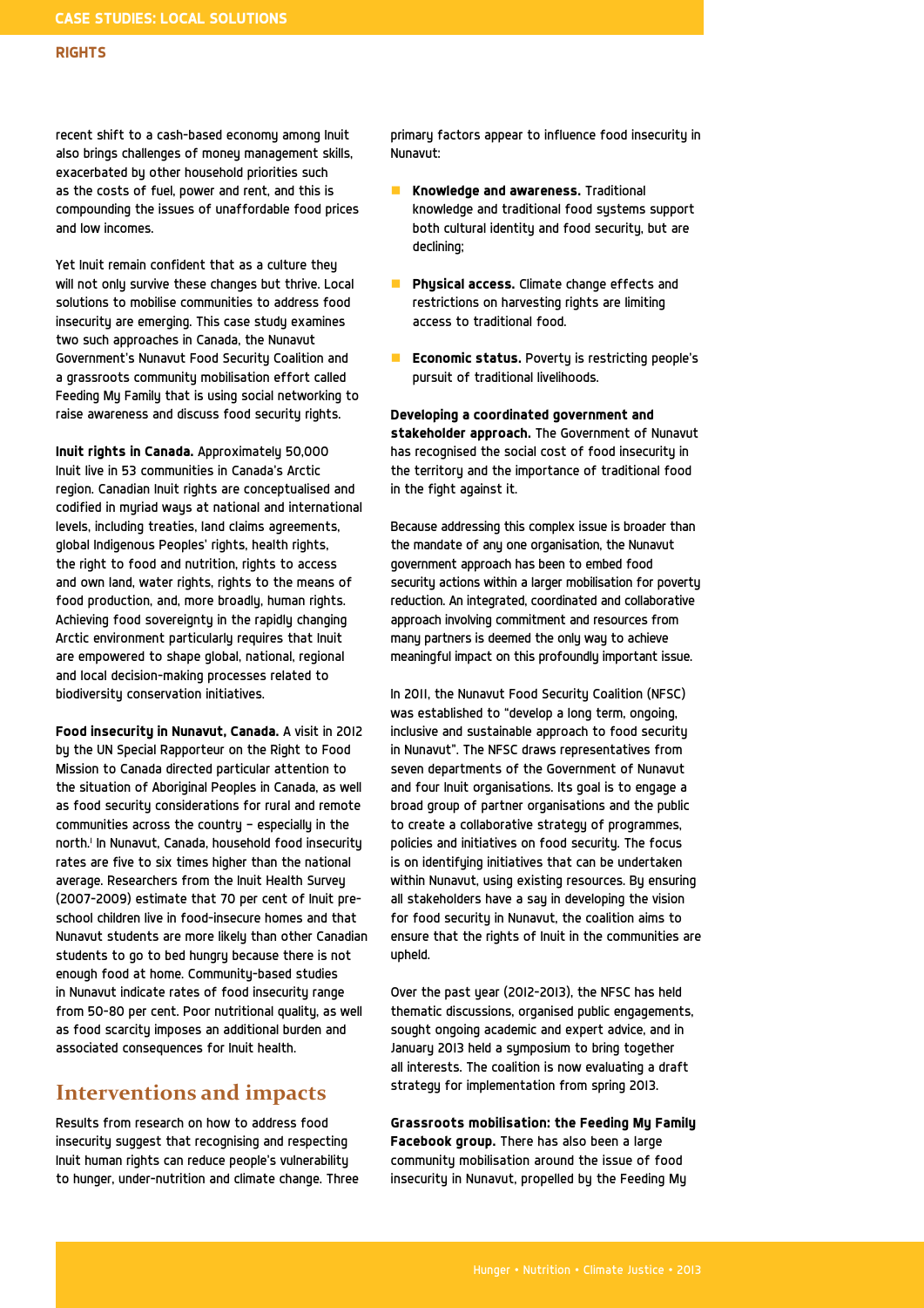recent shift to a cash-based economy among Inuit also brings challenges of money management skills, exacerbated by other household priorities such as the costs of fuel, power and rent, and this is compounding the issues of unaffordable food prices and low incomes.

Yet Inuit remain confident that as a culture they will not only survive these changes but thrive. Local solutions to mobilise communities to address food insecurity are emerging. This case study examines two such approaches in Canada, the Nunavut Government's Nunavut Food Security Coalition and a grassroots community mobilisation effort called Feeding My Family that is using social networking to raise awareness and discuss food security rights.

**Inuit rights in Canada.** Approximately 50,000 Inuit live in 53 communities in Canada's Arctic region. Canadian Inuit rights are conceptualised and codified in myriad ways at national and international levels, including treaties, land claims agreements, global Indigenous Peoples' rights, health rights, the right to food and nutrition, rights to access and own land, water rights, rights to the means of food production, and, more broadly, human rights. Achieving food sovereignty in the rapidly changing Arctic environment particularly requires that Inuit are empowered to shape global, national, regional and local decision-making processes related to biodiversity conservation initiatives.

**Food insecurity in Nunavut, Canada.** A visit in 2012 by the UN Special Rapporteur on the Right to Food Mission to Canada directed particular attention to the situation of Aboriginal Peoples in Canada, as well as food security considerations for rural and remote communities across the country – especially in the north.[i] In Nunavut, Canada, household food insecurity rates are five to six times higher than the national average. Researchers from the Inuit Health Survey (2007-2009) estimate that 70 per cent of Inuit pre-school children live in food-insecure homes and that Nunavut students are more likely than other Canadian students to go to bed hungry because there is not enough food at home. Community-based studies in Nunavut indicate rates of food insecurity range from 50-80 per cent. Poor nutritional quality, as well as food scarcity imposes an additional burden and associated consequences for Inuit health.

## Interventions and impacts

Results from research on how to address food insecurity suggest that recognising and respecting Inuit human rights can reduce people's vulnerability to hunger, under-nutrition and climate change. Three primary factors appear to influence food insecurity in Nunavut:

- **Knowledge and awareness.** Traditional knowledge and traditional food systems support both cultural identity and food security, but are declining;
- **Physical access.** Climate change effects and restrictions on harvesting rights are limiting access to traditional food.
- **Economic status.** Poverty is restricting people's pursuit of traditional livelihoods.

**Developing a coordinated government and stakeholder approach.** The Government of Nunavut has recognised the social cost of food insecurity in the territory and the importance of traditional food in the fight against it.

Because addressing this complex issue is broader than the mandate of any one organisation, the Nunavut government approach has been to embed food security actions within a larger mobilisation for poverty reduction. An integrated, coordinated and collaborative approach involving commitment and resources from many partners is deemed the only way to achieve meaningful impact on this profoundly important issue.

In 2011, the Nunavut Food Security Coalition (NFSC) was established to "develop a long term, ongoing, inclusive and sustainable approach to food security in Nunavut". The NFSC draws representatives from seven departments of the Government of Nunavut and four Inuit organisations. Its goal is to engage a broad group of partner organisations and the public to create a collaborative strategy of programmes, policies and initiatives on food security. The focus is on identifying initiatives that can be undertaken within Nunavut, using existing resources. By ensuring all stakeholders have a say in developing the vision for food security in Nunavut, the coalition aims to ensure that the rights of Inuit in the communities are upheld.

Over the past year (2012-2013), the NFSC has held thematic discussions, organised public engagements, sought ongoing academic and expert advice, and in January 2013 held a symposium to bring together all interests. The coalition is now evaluating a draft strategy for implementation from spring 2013.

**Grassroots mobilisation: the Feeding My Family Facebook group.** There has also been a large community mobilisation around the issue of food insecurity in Nunavut, propelled by the Feeding My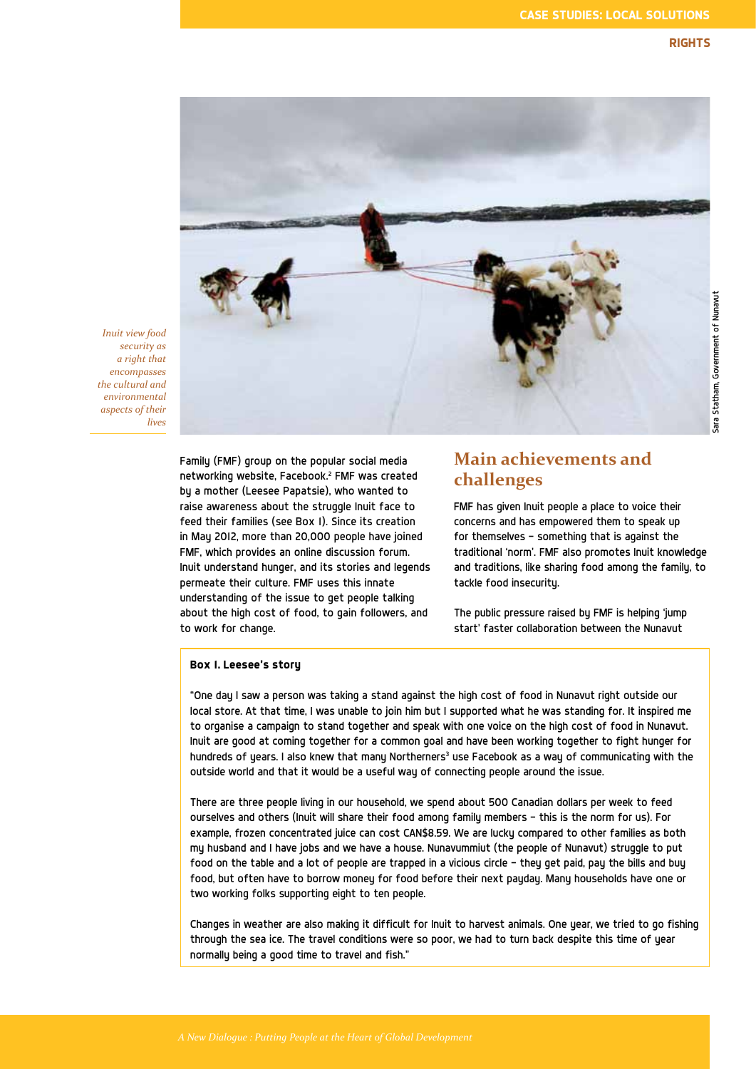*Inuit view food security as a right that encompasses the cultural and environmental aspects of their lives*

Sara Statham, Government of Nunavut

Family (FMF) group on the popular social media networking website, Facebook.[2] FMF was created by a mother (Leesee Papatsie), who wanted to raise awareness about the struggle Inuit face to feed their families (see Box 1). Since its creation in May 2012, more than 20,000 people have joined FMF, which provides an online discussion forum. Inuit understand hunger, and its stories and legends permeate their culture. FMF uses this innate understanding of the issue to get people talking about the high cost of food, to gain followers, and to work for change.

## Main achievements and challenges

FMF has given Inuit people a place to voice their concerns and has empowered them to speak up for themselves – something that is against the traditional 'norm'. FMF also promotes Inuit knowledge and traditions, like sharing food among the family, to tackle food insecurity.

The public pressure raised by FMF is helping 'jump start' faster collaboration between the Nunavut

**Box 1. Leesee's story**

"One day I saw a person was taking a stand against the high cost of food in Nunavut right outside our local store. At that time, I was unable to join him but I supported what he was standing for. It inspired me to organise a campaign to stand together and speak with one voice on the high cost of food in Nunavut. Inuit are good at coming together for a common goal and have been working together to fight hunger for hundreds of years. I also knew that many Northerners[3] use Facebook as a way of communicating with the outside world and that it would be a useful way of connecting people around the issue.

There are three people living in our household, we spend about 500 Canadian dollars per week to feed ourselves and others (Inuit will share their food among family members – this is the norm for us). For example, frozen concentrated juice can cost CAN$8.59. We are lucky compared to other families as both my husband and I have jobs and we have a house. Nunavummiut (the people of Nunavut) struggle to put food on the table and a lot of people are trapped in a vicious circle – they get paid, pay the bills and buy food, but often have to borrow money for food before their next payday. Many households have one or two working folks supporting eight to ten people.

Changes in weather are also making it difficult for Inuit to harvest animals. One year, we tried to go fishing through the sea ice. The travel conditions were so poor, we had to turn back despite this time of year normally being a good time to travel and fish."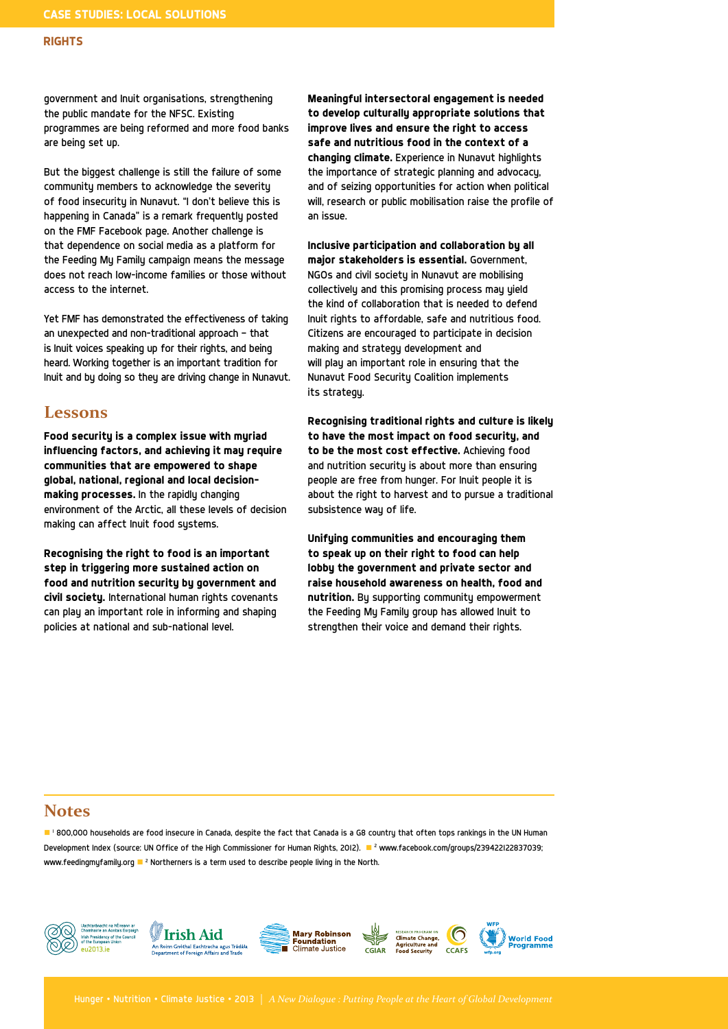government and Inuit organisations, strengthening the public mandate for the NFSC. Existing programmes are being reformed and more food banks are being set up.

But the biggest challenge is still the failure of some community members to acknowledge the severity of food insecurity in Nunavut. "I don't believe this is happening in Canada" is a remark frequently posted on the FMF Facebook page. Another challenge is that dependence on social media as a platform for the Feeding My Family campaign means the message does not reach low-income families or those without access to the internet.

Yet FMF has demonstrated the effectiveness of taking an unexpected and non-traditional approach – that is Inuit voices speaking up for their rights, and being heard. Working together is an important tradition for Inuit and by doing so they are driving change in Nunavut.

## Lessons

**Food security is a complex issue with myriad influencing factors, and achieving it may require communities that are empowered to shape global, national, regional and local decision-making processes.** In the rapidly changing environment of the Arctic, all these levels of decision making can affect Inuit food systems.

**Recognising the right to food is an important step in triggering more sustained action on food and nutrition security by government and civil society.** International human rights covenants can play an important role in informing and shaping policies at national and sub-national level.

**Meaningful intersectoral engagement is needed to develop culturally appropriate solutions that improve lives and ensure the right to access safe and nutritious food in the context of a changing climate.** Experience in Nunavut highlights the importance of strategic planning and advocacy, and of seizing opportunities for action when political will, research or public mobilisation raise the profile of an issue.

**Inclusive participation and collaboration by all major stakeholders is essential.** Government, NGOs and civil society in Nunavut are mobilising collectively and this promising process may yield the kind of collaboration that is needed to defend Inuit rights to affordable, safe and nutritious food. Citizens are encouraged to participate in decision making and strategy development and will play an important role in ensuring that the Nunavut Food Security Coalition implements its strategy.

**Recognising traditional rights and culture is likely to have the most impact on food security, and to be the most cost effective.** Achieving food and nutrition security is about more than ensuring people are free from hunger. For Inuit people it is about the right to harvest and to pursue a traditional subsistence way of life.

**Unifying communities and encouraging them to speak up on their right to food can help lobby the government and private sector and raise household awareness on health, food and nutrition.** By supporting community empowerment the Feeding My Family group has allowed Inuit to strengthen their voice and demand their rights.

## Notes

[1] 800,000 households are food insecure in Canada, despite the fact that Canada is a G8 country that often tops rankings in the UN Human Development Index (source: UN Office of the High Commissioner for Human Rights, 2012). [2] www.facebook.com/groups/239422122837039; www.feedingmyfamily.org [2] Northerners is a term used to describe people living in the North.